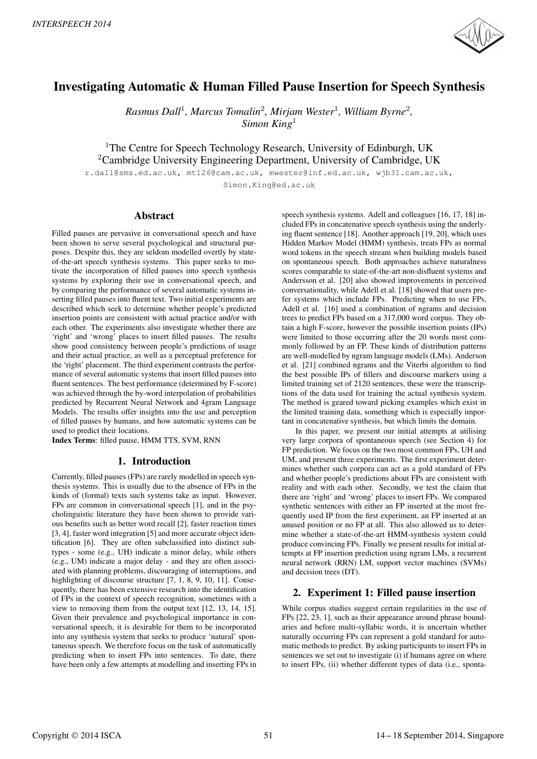# Investigating Automatic & Human Filled Pause Insertion for Speech Synthesis

*Rasmus Dall[1], Marcus Tomalin[2], Mirjam Wester[1], William Byrne[2], Simon King[1]*

[1]The Centre for Speech Technology Research, University of Edinburgh, UK
[2]Cambridge University Engineering Department, University of Cambridge, UK

r.dall@sms.ed.ac.uk, mt126@cam.ac.uk, mwester@inf.ed.ac.uk, wjb31.cam.ac.uk, Simon.King@ed.ac.uk

## Abstract

Filled pauses are pervasive in conversational speech and have been shown to serve several psychological and structural purposes. Despite this, they are seldom modelled overtly by state-of-the-art speech synthesis systems. This paper seeks to motivate the incorporation of filled pauses into speech synthesis systems by exploring their use in conversational speech, and by comparing the performance of several automatic systems inserting filled pauses into fluent text. Two initial experiments are described which seek to determine whether people's predicted insertion points are consistent with actual practice and/or with each other. The experiments also investigate whether there are 'right' and 'wrong' places to insert filled pauses. The results show good consistency between people's predictions of usage and their actual practice, as well as a perceptual preference for the 'right' placement. The third experiment contrasts the performance of several automatic systems that insert filled pauses into fluent sentences. The best performance (determined by F-score) was achieved through the by-word interpolation of probabilities predicted by Recurrent Neural Network and 4gram Language Models. The results offer insights into the use and perception of filled pauses by humans, and how automatic systems can be used to predict their locations.

**Index Terms**: filled pause, HMM TTS, SVM, RNN

## 1. Introduction

Currently, filled pauses (FPs) are rarely modelled in speech synthesis systems. This is usually due to the absence of FPs in the kinds of (formal) texts such systems take as input. However, FPs are common in conversational speech [1], and in the psycholinguistic literature they have been shown to provide various benefits such as better word recall [2], faster reaction times [3, 4], faster word integration [5] and more accurate object identification [6]. They are often subclassified into distinct subtypes - some (e.g., UH) indicate a minor delay, while others (e.g., UM) indicate a major delay - and they are often associated with planning problems, discouraging of interruptions, and highlighting of discourse structure [7, 1, 8, 9, 10, 11]. Consequently, there has been extensive research into the identification of FPs in the context of speech recognition, sometimes with a view to removing them from the output text [12, 13, 14, 15]. Given their prevalence and psychological importance in conversational speech, it is desirable for them to be incorporated into any synthesis system that seeks to produce 'natural' spontaneous speech. We therefore focus on the task of automatically predicting when to insert FPs into sentences. To date, there have been only a few attempts at modelling and inserting FPs in speech synthesis systems. Adell and colleagues [16, 17, 18] included FPs in concatenative speech synthesis using the underlying fluent sentence [18]. Another approach [19, 20], which uses Hidden Markov Model (HMM) synthesis, treats FPs as normal word tokens in the speech stream when building models based on spontaneous speech. Both approaches achieve naturalness scores comparable to state-of-the-art non-disfluent systems and Andersson et al. [20] also showed improvements in perceived conversationality, while Adell et al. [18] showed that users prefer systems which include FPs. Predicting when to use FPs, Adell et al. [16] used a combination of ngrams and decision trees to predict FPs based on a 317,000 word corpus. They obtain a high F-score, however the possible insertion points (IPs) were limited to those occurring after the 20 words most commonly followed by an FP. These kinds of distribution patterns are well-modelled by ngram language models (LMs). Anderson et al. [21] combined ngrams and the Viterbi algorithm to find the best possible IPs of fillers and discourse markers using a limited training set of 2120 sentences, these were the transcriptions of the data used for training the actual synthesis system. The method is geared toward picking examples which exist in the limited training data, something which is especially important in concatenative synthesis, but which limits the domain.

In this paper, we present our initial attempts at utilising very large corpora of spontaneous speech (see Section 4) for FP prediction. We focus on the two most common FPs, UH and UM, and present three experiments. The first experiment determines whether such corpora can act as a gold standard of FPs and whether people's predictions about FPs are consistent with reality and with each other. Secondly, we test the claim that there are 'right' and 'wrong' places to insert FPs. We compared synthetic sentences with either an FP inserted at the most frequently used IP from the first experiment, an FP inserted at an unused position or no FP at all. This also allowed us to determine whether a state-of-the-art HMM-synthesis system could produce convincing FPs. Finally we present results for initial attempts at FP insertion prediction using ngram LMs, a recurrent neural network (RRN) LM, support vector machines (SVMs) and decision trees (DT).

## 2. Experiment 1: Filled pause insertion

While corpus studies suggest certain regularities in the use of FPs [22, 23, 1], such as their appearance around phrase boundaries and before multi-syllabic words, it is uncertain whether naturally occurring FPs can represent a gold standard for automatic methods to predict. By asking participants to insert FPs in sentences we set out to investigate (i) if humans agree on where to insert FPs, (ii) whether different types of data (i.e., sponta-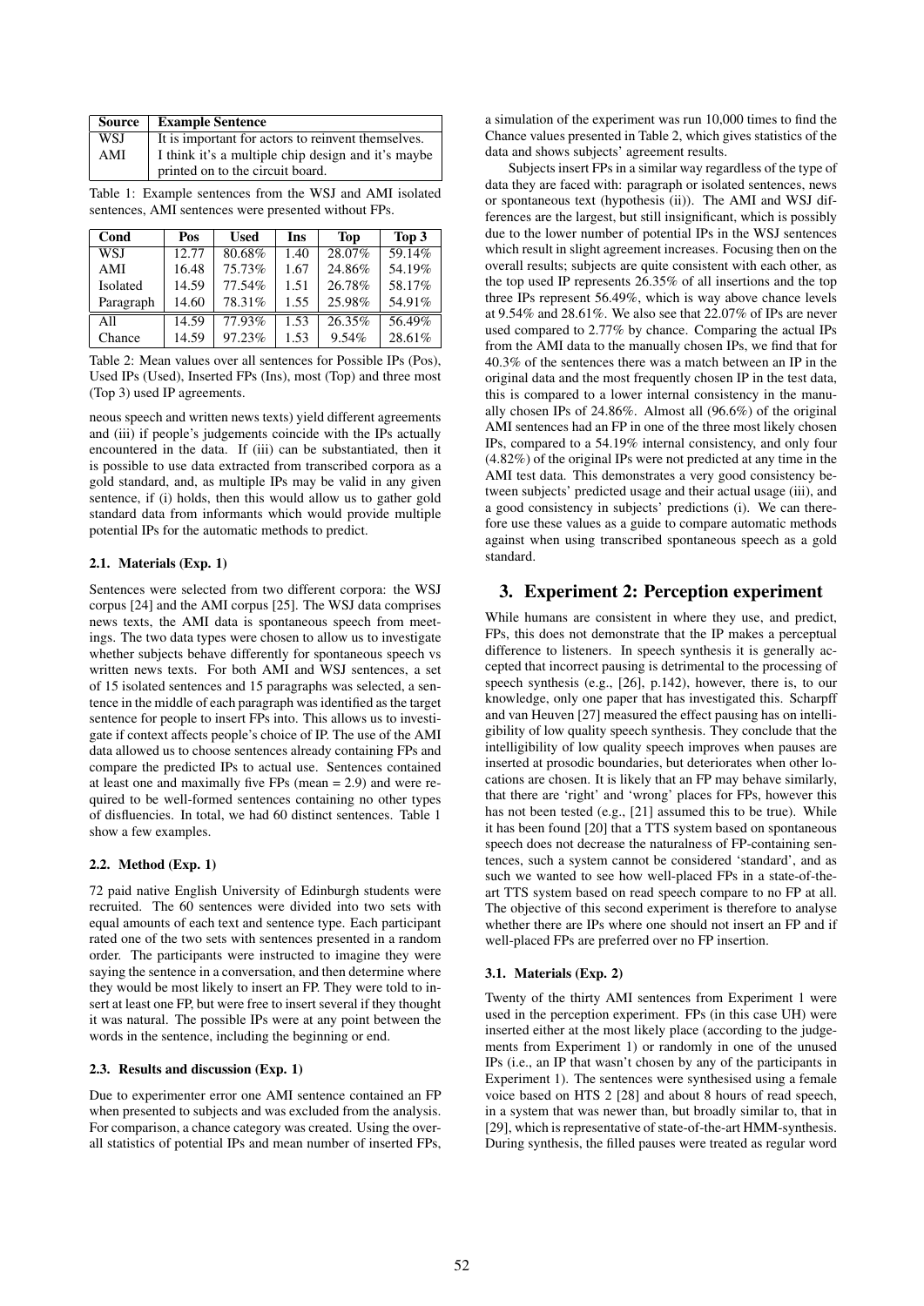| Source | Example Sentence |
|---|---|
| WSJ | It is important for actors to reinvent themselves. |
| AMI | I think it's a multiple chip design and it's maybe printed on to the circuit board. |

Table 1: Example sentences from the WSJ and AMI isolated sentences, AMI sentences were presented without FPs.

| Cond | Pos | Used | Ins | Top | Top 3 |
|---|---|---|---|---|---|
| WSJ | 12.77 | 80.68% | 1.40 | 28.07% | 59.14% |
| AMI | 16.48 | 75.73% | 1.67 | 24.86% | 54.19% |
| Isolated | 14.59 | 77.54% | 1.51 | 26.78% | 58.17% |
| Paragraph | 14.60 | 78.31% | 1.55 | 25.98% | 54.91% |
| All | 14.59 | 77.93% | 1.53 | 26.35% | 56.49% |
| Chance | 14.59 | 97.23% | 1.53 | 9.54% | 28.61% |

Table 2: Mean values over all sentences for Possible IPs (Pos), Used IPs (Used), Inserted FPs (Ins), most (Top) and three most (Top 3) used IP agreements.

neous speech and written news texts) yield different agreements and (iii) if people's judgements coincide with the IPs actually encountered in the data. If (iii) can be substantiated, then it is possible to use data extracted from transcribed corpora as a gold standard, and, as multiple IPs may be valid in any given sentence, if (i) holds, then this would allow us to gather gold standard data from informants which would provide multiple potential IPs for the automatic methods to predict.

### 2.1. Materials (Exp. 1)

Sentences were selected from two different corpora: the WSJ corpus [24] and the AMI corpus [25]. The WSJ data comprises news texts, the AMI data is spontaneous speech from meetings. The two data types were chosen to allow us to investigate whether subjects behave differently for spontaneous speech vs written news texts. For both AMI and WSJ sentences, a set of 15 isolated sentences and 15 paragraphs was selected, a sentence in the middle of each paragraph was identified as the target sentence for people to insert FPs into. This allows us to investigate if context affects people's choice of IP. The use of the AMI data allowed us to choose sentences already containing FPs and compare the predicted IPs to actual use. Sentences contained at least one and maximally five FPs (mean = 2.9) and were required to be well-formed sentences containing no other types of disfluencies. In total, we had 60 distinct sentences. Table 1 show a few examples.

### 2.2. Method (Exp. 1)

72 paid native English University of Edinburgh students were recruited. The 60 sentences were divided into two sets with equal amounts of each text and sentence type. Each participant rated one of the two sets with sentences presented in a random order. The participants were instructed to imagine they were saying the sentence in a conversation, and then determine where they would be most likely to insert an FP. They were told to insert at least one FP, but were free to insert several if they thought it was natural. The possible IPs were at any point between the words in the sentence, including the beginning or end.

### 2.3. Results and discussion (Exp. 1)

Due to experimenter error one AMI sentence contained an FP when presented to subjects and was excluded from the analysis. For comparison, a chance category was created. Using the overall statistics of potential IPs and mean number of inserted FPs, a simulation of the experiment was run 10,000 times to find the Chance values presented in Table 2, which gives statistics of the data and shows subjects' agreement results.

Subjects insert FPs in a similar way regardless of the type of data they are faced with: paragraph or isolated sentences, news or spontaneous text (hypothesis (ii)). The AMI and WSJ differences are the largest, but still insignificant, which is possibly due to the lower number of potential IPs in the WSJ sentences which result in slight agreement increases. Focusing then on the overall results; subjects are quite consistent with each other, as the top used IP represents 26.35% of all insertions and the top three IPs represent 56.49%, which is way above chance levels at 9.54% and 28.61%. We also see that 22.07% of IPs are never used compared to 2.77% by chance. Comparing the actual IPs from the AMI data to the manually chosen IPs, we find that for 40.3% of the sentences there was a match between an IP in the original data and the most frequently chosen IP in the test data, this is compared to a lower internal consistency in the manually chosen IPs of 24.86%. Almost all (96.6%) of the original AMI sentences had an FP in one of the three most likely chosen IPs, compared to a 54.19% internal consistency, and only four (4.82%) of the original IPs were not predicted at any time in the AMI test data. This demonstrates a very good consistency between subjects' predicted usage and their actual usage (iii), and a good consistency in subjects' predictions (i). We can therefore use these values as a guide to compare automatic methods against when using transcribed spontaneous speech as a gold standard.

## 3. Experiment 2: Perception experiment

While humans are consistent in where they use, and predict, FPs, this does not demonstrate that the IP makes a perceptual difference to listeners. In speech synthesis it is generally accepted that incorrect pausing is detrimental to the processing of speech synthesis (e.g., [26], p.142), however, there is, to our knowledge, only one paper that has investigated this. Scharpff and van Heuven [27] measured the effect pausing has on intelligibility of low quality speech synthesis. They conclude that the intelligibility of low quality speech improves when pauses are inserted at prosodic boundaries, but deteriorates when other locations are chosen. It is likely that an FP may behave similarly, that there are 'right' and 'wrong' places for FPs, however this has not been tested (e.g., [21] assumed this to be true). While it has been found [20] that a TTS system based on spontaneous speech does not decrease the naturalness of FP-containing sentences, such a system cannot be considered 'standard', and as such we wanted to see how well-placed FPs in a state-of-the-art TTS system based on read speech compare to no FP at all. The objective of this second experiment is therefore to analyse whether there are IPs where one should not insert an FP and if well-placed FPs are preferred over no FP insertion.

### 3.1. Materials (Exp. 2)

Twenty of the thirty AMI sentences from Experiment 1 were used in the perception experiment. FPs (in this case UH) were inserted either at the most likely place (according to the judgements from Experiment 1) or randomly in one of the unused IPs (i.e., an IP that wasn't chosen by any of the participants in Experiment 1). The sentences were synthesised using a female voice based on HTS 2 [28] and about 8 hours of read speech, in a system that was newer than, but broadly similar to, that in [29], which is representative of state-of-the-art HMM-synthesis. During synthesis, the filled pauses were treated as regular word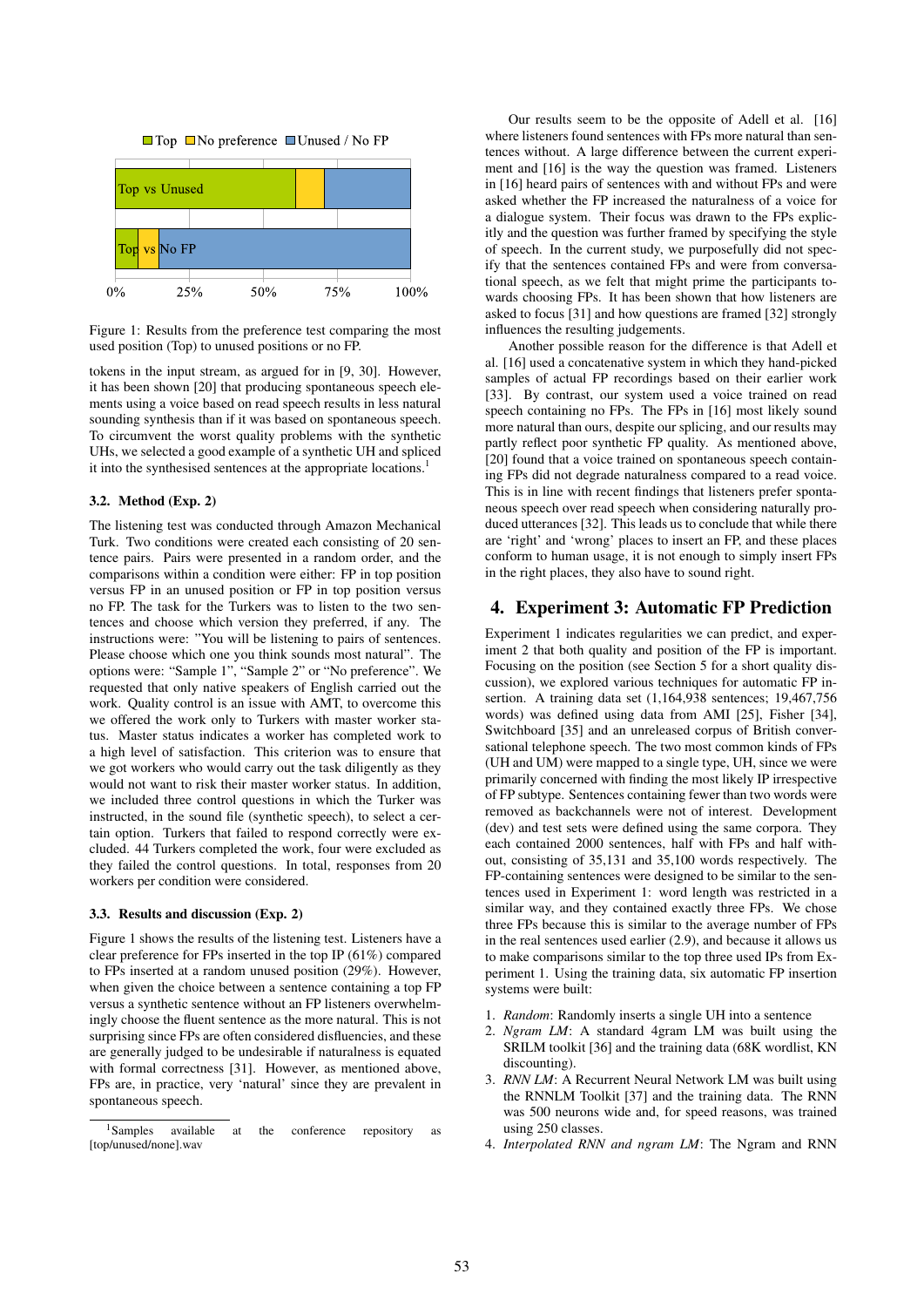Figure 1: Results from the preference test comparing the most used position (Top) to unused positions or no FP.

tokens in the input stream, as argued for in [9, 30]. However, it has been shown [20] that producing spontaneous speech elements using a voice based on read speech results in less natural sounding synthesis than if it was based on spontaneous speech. To circumvent the worst quality problems with the synthetic UHs, we selected a good example of a synthetic UH and spliced it into the synthesised sentences at the appropriate locations.[1]

### 3.2. Method (Exp. 2)

The listening test was conducted through Amazon Mechanical Turk. Two conditions were created each consisting of 20 sentence pairs. Pairs were presented in a random order, and the comparisons within a condition were either: FP in top position versus FP in an unused position or FP in top position versus no FP. The task for the Turkers was to listen to the two sentences and choose which version they preferred, if any. The instructions were: "You will be listening to pairs of sentences. Please choose which one you think sounds most natural". The options were: "Sample 1", "Sample 2" or "No preference". We requested that only native speakers of English carried out the work. Quality control is an issue with AMT, to overcome this we offered the work only to Turkers with master worker status. Master status indicates a worker has completed work to a high level of satisfaction. This criterion was to ensure that we got workers who would carry out the task diligently as they would not want to risk their master worker status. In addition, we included three control questions in which the Turker was instructed, in the sound file (synthetic speech), to select a certain option. Turkers that failed to respond correctly were excluded. 44 Turkers completed the work, four were excluded as they failed the control questions. In total, responses from 20 workers per condition were considered.

### 3.3. Results and discussion (Exp. 2)

Figure 1 shows the results of the listening test. Listeners have a clear preference for FPs inserted in the top IP (61%) compared to FPs inserted at a random unused position (29%). However, when given the choice between a sentence containing a top FP versus a synthetic sentence without an FP listeners overwhelmingly choose the fluent sentence as the more natural. This is not surprising since FPs are often considered disfluencies, and these are generally judged to be undesirable if naturalness is equated with formal correctness [31]. However, as mentioned above, FPs are, in practice, very 'natural' since they are prevalent in spontaneous speech.

[1] Samples available at the conference repository as [top/unused/none].wav

Our results seem to be the opposite of Adell et al. [16] where listeners found sentences with FPs more natural than sentences without. A large difference between the current experiment and [16] is the way the question was framed. Listeners in [16] heard pairs of sentences with and without FPs and were asked whether the FP increased the naturalness of a voice for a dialogue system. Their focus was drawn to the FPs explicitly and the question was further framed by specifying the style of speech. In the current study, we purposefully did not specify that the sentences contained FPs and were from conversational speech, as we felt that might prime the participants towards choosing FPs. It has been shown that how listeners are asked to focus [31] and how questions are framed [32] strongly influences the resulting judgements.

Another possible reason for the difference is that Adell et al. [16] used a concatenative system in which they hand-picked samples of actual FP recordings based on their earlier work [33]. By contrast, our system used a voice trained on read speech containing no FPs. The FPs in [16] most likely sound more natural than ours, despite our splicing, and our results may partly reflect poor synthetic FP quality. As mentioned above, [20] found that a voice trained on spontaneous speech containing FPs did not degrade naturalness compared to a read voice. This is in line with recent findings that listeners prefer spontaneous speech over read speech when considering naturally produced utterances [32]. This leads us to conclude that while there are 'right' and 'wrong' places to insert an FP, and these places conform to human usage, it is not enough to simply insert FPs in the right places, they also have to sound right.

## 4. Experiment 3: Automatic FP Prediction

Experiment 1 indicates regularities we can predict, and experiment 2 that both quality and position of the FP is important. Focusing on the position (see Section 5 for a short quality discussion), we explored various techniques for automatic FP insertion. A training data set (1,164,938 sentences; 19,467,756 words) was defined using data from AMI [25], Fisher [34], Switchboard [35] and an unreleased corpus of British conversational telephone speech. The two most common kinds of FPs (UH and UM) were mapped to a single type, UH, since we were primarily concerned with finding the most likely IP irrespective of FP subtype. Sentences containing fewer than two words were removed as backchannels were not of interest. Development (dev) and test sets were defined using the same corpora. They each contained 2000 sentences, half with FPs and half without, consisting of 35,131 and 35,100 words respectively. The FP-containing sentences were designed to be similar to the sentences used in Experiment 1: word length was restricted in a similar way, and they contained exactly three FPs. We chose three FPs because this is similar to the average number of FPs in the real sentences used earlier (2.9), and because it allows us to make comparisons similar to the top three used IPs from Experiment 1. Using the training data, six automatic FP insertion systems were built:

1. *Random*: Randomly inserts a single UH into a sentence
2. *Ngram LM*: A standard 4gram LM was built using the SRILM toolkit [36] and the training data (68K wordlist, KN discounting).
3. *RNN LM*: A Recurrent Neural Network LM was built using the RNNLM Toolkit [37] and the training data. The RNN was 500 neurons wide and, for speed reasons, was trained using 250 classes.
4. *Interpolated RNN and ngram LM*: The Ngram and RNN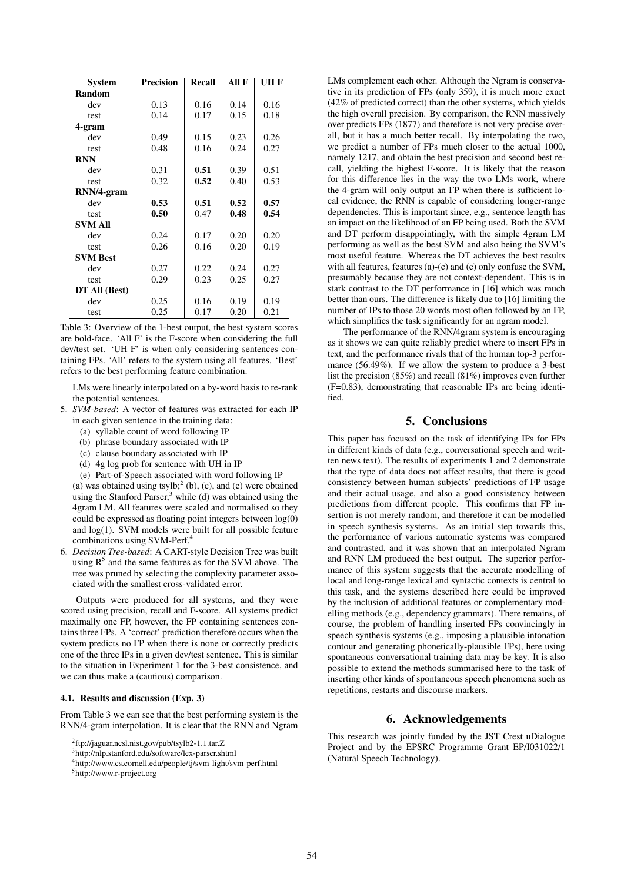| System | Precision | Recall | All F | UH F |
|---|---|---|---|---|
| **Random** | | | | |
| dev | 0.13 | 0.16 | 0.14 | 0.16 |
| test | 0.14 | 0.17 | 0.15 | 0.18 |
| **4-gram** | | | | |
| dev | 0.49 | 0.15 | 0.23 | 0.26 |
| test | 0.48 | 0.16 | 0.24 | 0.27 |
| **RNN** | | | | |
| dev | 0.31 | **0.51** | 0.39 | 0.51 |
| test | 0.32 | **0.52** | 0.40 | 0.53 |
| **RNN/4-gram** | | | | |
| dev | **0.53** | **0.51** | **0.52** | **0.57** |
| test | **0.50** | 0.47 | **0.48** | **0.54** |
| **SVM All** | | | | |
| dev | 0.24 | 0.17 | 0.20 | 0.20 |
| test | 0.26 | 0.16 | 0.20 | 0.19 |
| **SVM Best** | | | | |
| dev | 0.27 | 0.22 | 0.24 | 0.27 |
| test | 0.29 | 0.23 | 0.25 | 0.27 |
| **DT All (Best)** | | | | |
| dev | 0.25 | 0.16 | 0.19 | 0.19 |
| test | 0.25 | 0.17 | 0.20 | 0.21 |

Table 3: Overview of the 1-best output, the best system scores are bold-face. 'All F' is the F-score when considering the full dev/test set. 'UH F' is when only considering sentences containing FPs. 'All' refers to the system using all features. 'Best' refers to the best performing feature combination.

LMs were linearly interpolated on a by-word basis to re-rank the potential sentences.

5. *SVM-based*: A vector of features was extracted for each IP in each given sentence in the training data:
   (a) syllable count of word following IP
   (b) phrase boundary associated with IP
   (c) clause boundary associated with IP
   (d) 4g log prob for sentence with UH in IP
   (e) Part-of-Speech associated with word following IP

   (a) was obtained using tsylb;[2] (b), (c), and (e) were obtained using the Stanford Parser,[3] while (d) was obtained using the 4gram LM. All features were scaled and normalised so they could be expressed as floating point integers between log(0) and log(1). SVM models were built for all possible feature combinations using SVM-Perf.[4]
6. *Decision Tree-based*: A CART-style Decision Tree was built using R[5] and the same features as for the SVM above. The tree was pruned by selecting the complexity parameter associated with the smallest cross-validated error.

Outputs were produced for all systems, and they were scored using precision, recall and F-score. All systems predict maximally one FP, however, the FP containing sentences contains three FPs. A 'correct' prediction therefore occurs when the system predicts no FP when there is none or correctly predicts one of the three IPs in a given dev/test sentence. This is similar to the situation in Experiment 1 for the 3-best consistence, and we can thus make a (cautious) comparison.

### 4.1. Results and discussion (Exp. 3)

From Table 3 we can see that the best performing system is the RNN/4-gram interpolation. It is clear that the RNN and Ngram LMs complement each other. Although the Ngram is conservative in its prediction of FPs (only 359), it is much more exact (42% of predicted correct) than the other systems, which yields the high overall precision. By comparison, the RNN massively over predicts FPs (1877) and therefore is not very precise overall, but it has a much better recall. By interpolating the two, we predict a number of FPs much closer to the actual 1000, namely 1217, and obtain the best precision and second best recall, yielding the highest F-score. It is likely that the reason for this difference lies in the way the two LMs work, where the 4-gram will only output an FP when there is sufficient local evidence, the RNN is capable of considering longer-range dependencies. This is important since, e.g., sentence length has an impact on the likelihood of an FP being used. Both the SVM and DT perform disappointingly, with the simple 4gram LM performing as well as the best SVM and also being the SVM's most useful feature. Whereas the DT achieves the best results with all features, features (a)-(c) and (e) only confuse the SVM, presumably because they are not context-dependent. This is in stark contrast to the DT performance in [16] which was much better than ours. The difference is likely due to [16] limiting the number of IPs to those 20 words most often followed by an FP, which simplifies the task significantly for an ngram model.

The performance of the RNN/4gram system is encouraging as it shows we can quite reliably predict where to insert FPs in text, and the performance rivals that of the human top-3 performance (56.49%). If we allow the system to produce a 3-best list the precision (85%) and recall (81%) improves even further (F=0.83), demonstrating that reasonable IPs are being identified.

## 5. Conclusions

This paper has focused on the task of identifying IPs for FPs in different kinds of data (e.g., conversational speech and written news text). The results of experiments 1 and 2 demonstrate that the type of data does not affect results, that there is good consistency between human subjects' predictions of FP usage and their actual usage, and also a good consistency between predictions from different people. This confirms that FP insertion is not merely random, and therefore it can be modelled in speech synthesis systems. As an initial step towards this, the performance of various automatic systems was compared and contrasted, and it was shown that an interpolated Ngram and RNN LM produced the best output. The superior performance of this system suggests that the accurate modelling of local and long-range lexical and syntactic contexts is central to this task, and the systems described here could be improved by the inclusion of additional features or complementary modelling methods (e.g., dependency grammars). There remains, of course, the problem of handling inserted FPs convincingly in speech synthesis systems (e.g., imposing a plausible intonation contour and generating phonetically-plausible FPs), here using spontaneous conversational training data may be key. It is also possible to extend the methods summarised here to the task of inserting other kinds of spontaneous speech phenomena such as repetitions, restarts and discourse markers.

## 6. Acknowledgements

This research was jointly funded by the JST Crest uDialogue Project and by the EPSRC Programme Grant EP/I031022/1 (Natural Speech Technology).

---

[2] ftp://jaguar.ncsl.nist.gov/pub/tsylb2-1.1.tar.Z
[3] http://nlp.stanford.edu/software/lex-parser.shtml
[4] http://www.cs.cornell.edu/people/tj/svm_light/svm_perf.html
[5] http://www.r-project.org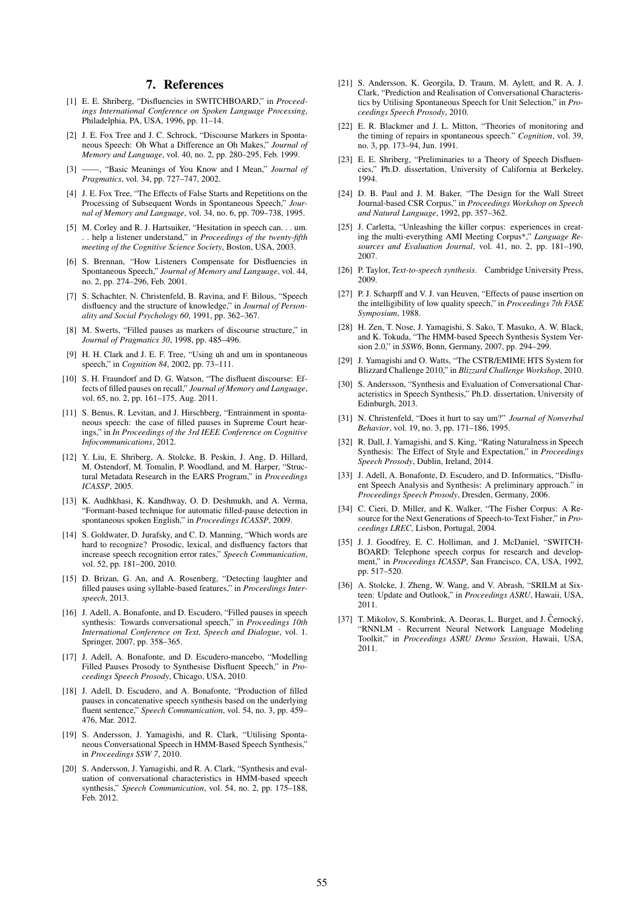## 7. References

[1] E. E. Shriberg, "Disfluencies in SWITCHBOARD," in *Proceedings International Conference on Spoken Language Processing*, Philadelphia, PA, USA, 1996, pp. 11–14.

[2] J. E. Fox Tree and J. C. Schrock, "Discourse Markers in Spontaneous Speech: Oh What a Difference an Oh Makes," *Journal of Memory and Language*, vol. 40, no. 2, pp. 280–295, Feb. 1999.

[3] ——, "Basic Meanings of You Know and I Mean," *Journal of Pragmatics*, vol. 34, pp. 727–747, 2002.

[4] J. E. Fox Tree, "The Effects of False Starts and Repetitions on the Processing of Subsequent Words in Spontaneous Speech," *Journal of Memory and Language*, vol. 34, no. 6, pp. 709–738, 1995.

[5] M. Corley and R. J. Hartsuiker, "Hesitation in speech can. . . um. . . help a listener understand," in *Proceedings of the twenty-fifth meeting of the Cognitive Science Society*, Boston, USA, 2003.

[6] S. Brennan, "How Listeners Compensate for Disfluencies in Spontaneous Speech," *Journal of Memory and Language*, vol. 44, no. 2, pp. 274–296, Feb. 2001.

[7] S. Schachter, N. Christenfeld, B. Ravina, and F. Bilous, "Speech disfluency and the structure of knowledge," in *Journal of Personality and Social Psychology 60*, 1991, pp. 362–367.

[8] M. Swerts, "Filled pauses as markers of discourse structure," in *Journal of Pragmatics 30*, 1998, pp. 485–496.

[9] H. H. Clark and J. E. F. Tree, "Using uh and um in spontaneous speech," in *Cognition 84*, 2002, pp. 73–111.

[10] S. H. Fraundorf and D. G. Watson, "The disfluent discourse: Effects of filled pauses on recall," *Journal of Memory and Language*, vol. 65, no. 2, pp. 161–175, Aug. 2011.

[11] S. Benus, R. Levitan, and J. Hirschberg, "Entrainment in spontaneous speech: the case of filled pauses in Supreme Court hearings," in *In Proceedings of the 3rd IEEE Conference on Cognitive Infocommunications*, 2012.

[12] Y. Liu, E. Shriberg, A. Stolcke, B. Peskin, J. Ang, D. Hillard, M. Ostendorf, M. Tomalin, P. Woodland, and M. Harper, "Structural Metadata Research in the EARS Program," in *Proceedings ICASSP*, 2005.

[13] K. Audhkhasi, K. Kandhway, O. D. Deshmukh, and A. Verma, "Formant-based technique for automatic filled-pause detection in spontaneous spoken English," in *Proceedings ICASSP*, 2009.

[14] S. Goldwater, D. Jurafsky, and C. D. Manning, "Which words are hard to recognize? Prosodic, lexical, and disfluency factors that increase speech recognition error rates," *Speech Communication*, vol. 52, pp. 181–200, 2010.

[15] D. Brizan, G. An, and A. Rosenberg, "Detecting laughter and filled pauses using syllable-based features," in *Proceedings Interspeech*, 2013.

[16] J. Adell, A. Bonafonte, and D. Escudero, "Filled pauses in speech synthesis: Towards conversational speech," in *Proceedings 10th International Conference on Text, Speech and Dialogue*, vol. 1. Springer, 2007, pp. 358–365.

[17] J. Adell, A. Bonafonte, and D. Escudero-mancebo, "Modelling Filled Pauses Prosody to Synthesise Disfluent Speech," in *Proceedings Speech Prosody*, Chicago, USA, 2010.

[18] J. Adell, D. Escudero, and A. Bonafonte, "Production of filled pauses in concatenative speech synthesis based on the underlying fluent sentence," *Speech Communication*, vol. 54, no. 3, pp. 459–476, Mar. 2012.

[19] S. Andersson, J. Yamagishi, and R. Clark, "Utilising Spontaneous Conversational Speech in HMM-Based Speech Synthesis," in *Proceedings SSW 7*, 2010.

[20] S. Andersson, J. Yamagishi, and R. A. J. Clark, "Synthesis and evaluation of conversational characteristics in HMM-based speech synthesis," *Speech Communication*, vol. 54, no. 2, pp. 175–188, Feb. 2012.

[21] S. Andersson, K. Georgila, D. Traum, M. Aylett, and R. A. J. Clark, "Prediction and Realisation of Conversational Characteristics by Utilising Spontaneous Speech for Unit Selection," in *Proceedings Speech Prosody*, 2010.

[22] E. R. Blackmer and J. L. Mitton, "Theories of monitoring and the timing of repairs in spontaneous speech." *Cognition*, vol. 39, no. 3, pp. 173–94, Jun. 1991.

[23] E. E. Shriberg, "Preliminaries to a Theory of Speech Disfluencies," Ph.D. dissertation, University of California at Berkeley, 1994.

[24] D. B. Paul and J. M. Baker, "The Design for the Wall Street Journal-based CSR Corpus," in *Proceedings Workshop on Speech and Natural Language*, 1992, pp. 357–362.

[25] J. Carletta, "Unleashing the killer corpus: experiences in creating the multi-everything AMI Meeting Corpus*," *Language Resources and Evaluation Journal*, vol. 41, no. 2, pp. 181–190, 2007.

[26] P. Taylor, *Text-to-speech synthesis*. Cambridge University Press, 2009.

[27] P. J. Scharpff and V. J. van Heuven, "Effects of pause insertion on the intelligibility of low quality speech," in *Proceedings 7th FASE Symposium*, 1988.

[28] H. Zen, T. Nose, J. Yamagishi, S. Sako, T. Masuko, A. W. Black, and K. Tokuda, "The HMM-based Speech Synthesis System Version 2.0," in *SSW6*, Bonn, Germany, 2007, pp. 294–299.

[29] J. Yamagishi and O. Watts, "The CSTR/EMIME HTS System for Blizzard Challenge 2010," in *Blizzard Challenge Workshop*, 2010.

[30] S. Andersson, "Synthesis and Evaluation of Conversational Characteristics in Speech Synthesis," Ph.D. dissertation, University of Edinburgh, 2013.

[31] N. Christenfeld, "Does it hurt to say um?" *Journal of Nonverbal Behavior*, vol. 19, no. 3, pp. 171–186, 1995.

[32] R. Dall, J. Yamagishi, and S. King, "Rating Naturalness in Speech Synthesis: The Effect of Style and Expectation," in *Proceedings Speech Prosody*, Dublin, Ireland, 2014.

[33] J. Adell, A. Bonafonte, D. Escudero, and D. Informatics, "Disfluent Speech Analysis and Synthesis: A preliminary approach." in *Proceedings Speech Prosody*, Dresden, Germany, 2006.

[34] C. Cieri, D. Miller, and K. Walker, "The Fisher Corpus: A Resource for the Next Generations of Speech-to-Text Fisher," in *Proceedings LREC*, Lisbon, Portugal, 2004.

[35] J. J. Goodfrey, E. C. Holliman, and J. McDaniel, "SWITCHBOARD: Telephone speech corpus for research and development," in *Proceedings ICASSP*, San Francisco, CA, USA, 1992, pp. 517–520.

[36] A. Stolcke, J. Zheng, W. Wang, and V. Abrash, "SRILM at Sixteen: Update and Outlook," in *Proceedings ASRU*, Hawaii, USA, 2011.

[37] T. Mikolov, S. Kombrink, A. Deoras, L. Burget, and J. Černocký, "RNNLM - Recurrent Neural Network Language Modeling Toolkit," in *Proceedings ASRU Demo Session*, Hawaii, USA, 2011.